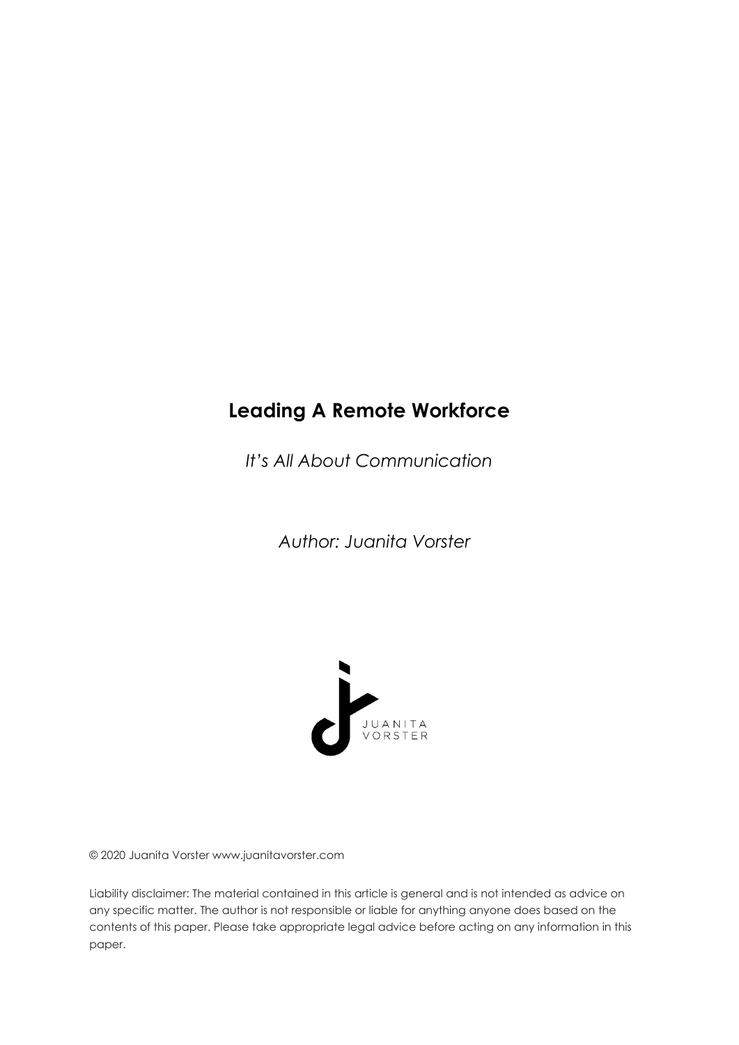# Leading A Remote Workforce

*It's All About Communication*

*Author: Juanita Vorster*

JUANITA VORSTER

© 2020 Juanita Vorster www.juanitavorster.com

Liability disclaimer: The material contained in this article is general and is not intended as advice on any specific matter. The author is not responsible or liable for anything anyone does based on the contents of this paper. Please take appropriate legal advice before acting on any information in this paper.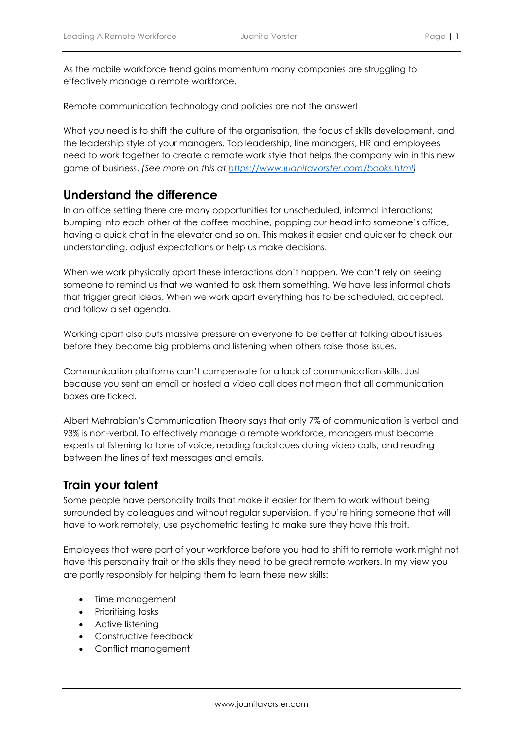As the mobile workforce trend gains momentum many companies are struggling to effectively manage a remote workforce.

Remote communication technology and policies are not the answer!

What you need is to shift the culture of the organisation, the focus of skills development, and the leadership style of your managers. Top leadership, line managers, HR and employees need to work together to create a remote work style that helps the company win in this new game of business. *(See more on this at [https://www.juanitavorster.com/books.html](https://www.juanitavorster.com/books.html))*

## Understand the difference

In an office setting there are many opportunities for unscheduled, informal interactions; bumping into each other at the coffee machine, popping our head into someone's office, having a quick chat in the elevator and so on. This makes it easier and quicker to check our understanding, adjust expectations or help us make decisions.

When we work physically apart these interactions don't happen. We can't rely on seeing someone to remind us that we wanted to ask them something. We have less informal chats that trigger great ideas. When we work apart everything has to be scheduled, accepted, and follow a set agenda.

Working apart also puts massive pressure on everyone to be better at talking about issues before they become big problems and listening when others raise those issues.

Communication platforms can't compensate for a lack of communication skills. Just because you sent an email or hosted a video call does not mean that all communication boxes are ticked.

Albert Mehrabian's Communication Theory says that only 7% of communication is verbal and 93% is non-verbal. To effectively manage a remote workforce, managers must become experts at listening to tone of voice, reading facial cues during video calls, and reading between the lines of text messages and emails.

## Train your talent

Some people have personality traits that make it easier for them to work without being surrounded by colleagues and without regular supervision. If you're hiring someone that will have to work remotely, use psychometric testing to make sure they have this trait.

Employees that were part of your workforce before you had to shift to remote work might not have this personality trait or the skills they need to be great remote workers. In my view you are partly responsibly for helping them to learn these new skills:

- Time management
- Prioritising tasks
- Active listening
- Constructive feedback
- Conflict management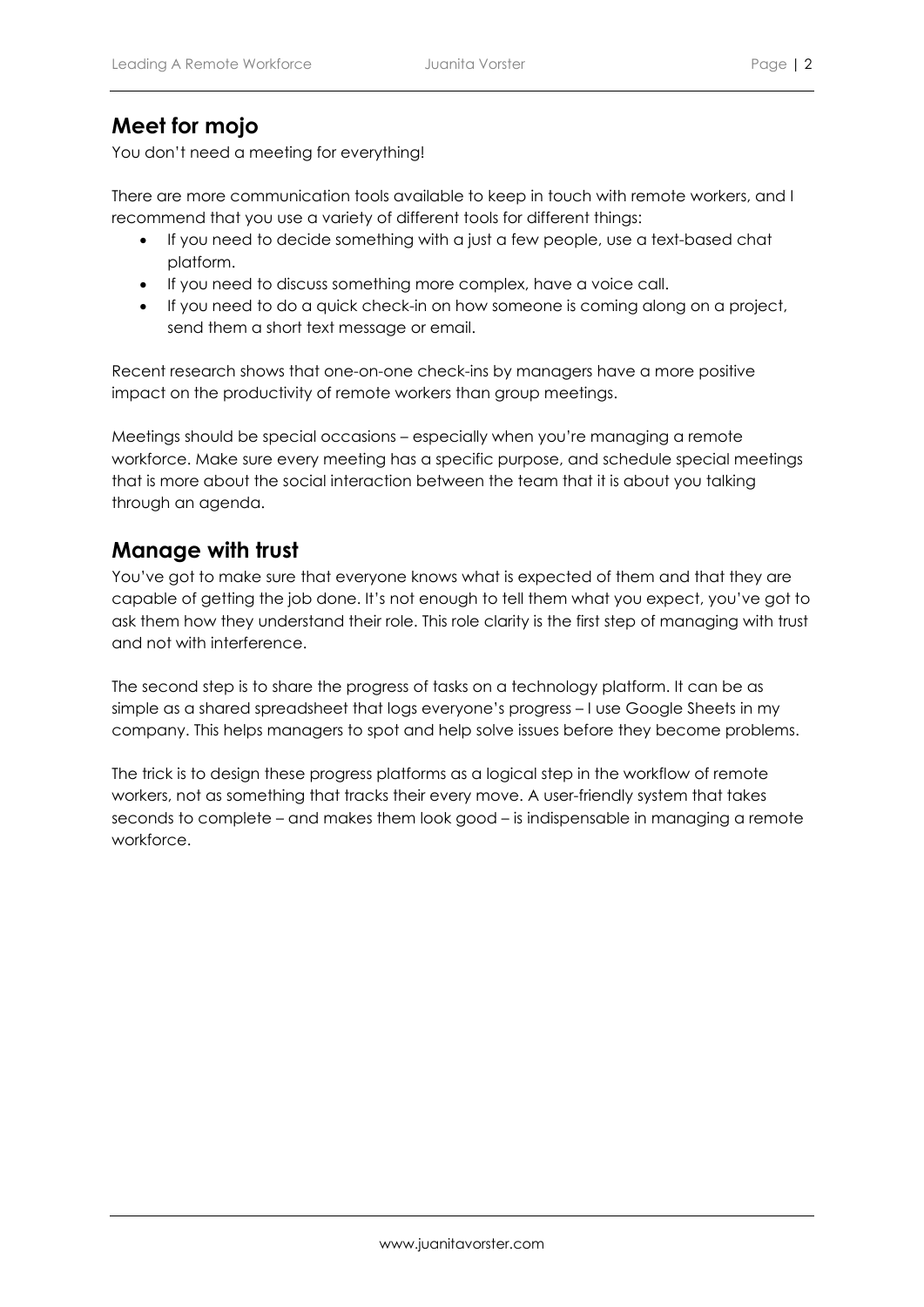## Meet for mojo

You don't need a meeting for everything!

There are more communication tools available to keep in touch with remote workers, and I recommend that you use a variety of different tools for different things:

- If you need to decide something with a just a few people, use a text-based chat platform.
- If you need to discuss something more complex, have a voice call.
- If you need to do a quick check-in on how someone is coming along on a project, send them a short text message or email.

Recent research shows that one-on-one check-ins by managers have a more positive impact on the productivity of remote workers than group meetings.

Meetings should be special occasions – especially when you're managing a remote workforce. Make sure every meeting has a specific purpose, and schedule special meetings that is more about the social interaction between the team that it is about you talking through an agenda.

## Manage with trust

You've got to make sure that everyone knows what is expected of them and that they are capable of getting the job done. It's not enough to tell them what you expect, you've got to ask them how they understand their role. This role clarity is the first step of managing with trust and not with interference.

The second step is to share the progress of tasks on a technology platform. It can be as simple as a shared spreadsheet that logs everyone's progress – I use Google Sheets in my company. This helps managers to spot and help solve issues before they become problems.

The trick is to design these progress platforms as a logical step in the workflow of remote workers, not as something that tracks their every move. A user-friendly system that takes seconds to complete – and makes them look good – is indispensable in managing a remote workforce.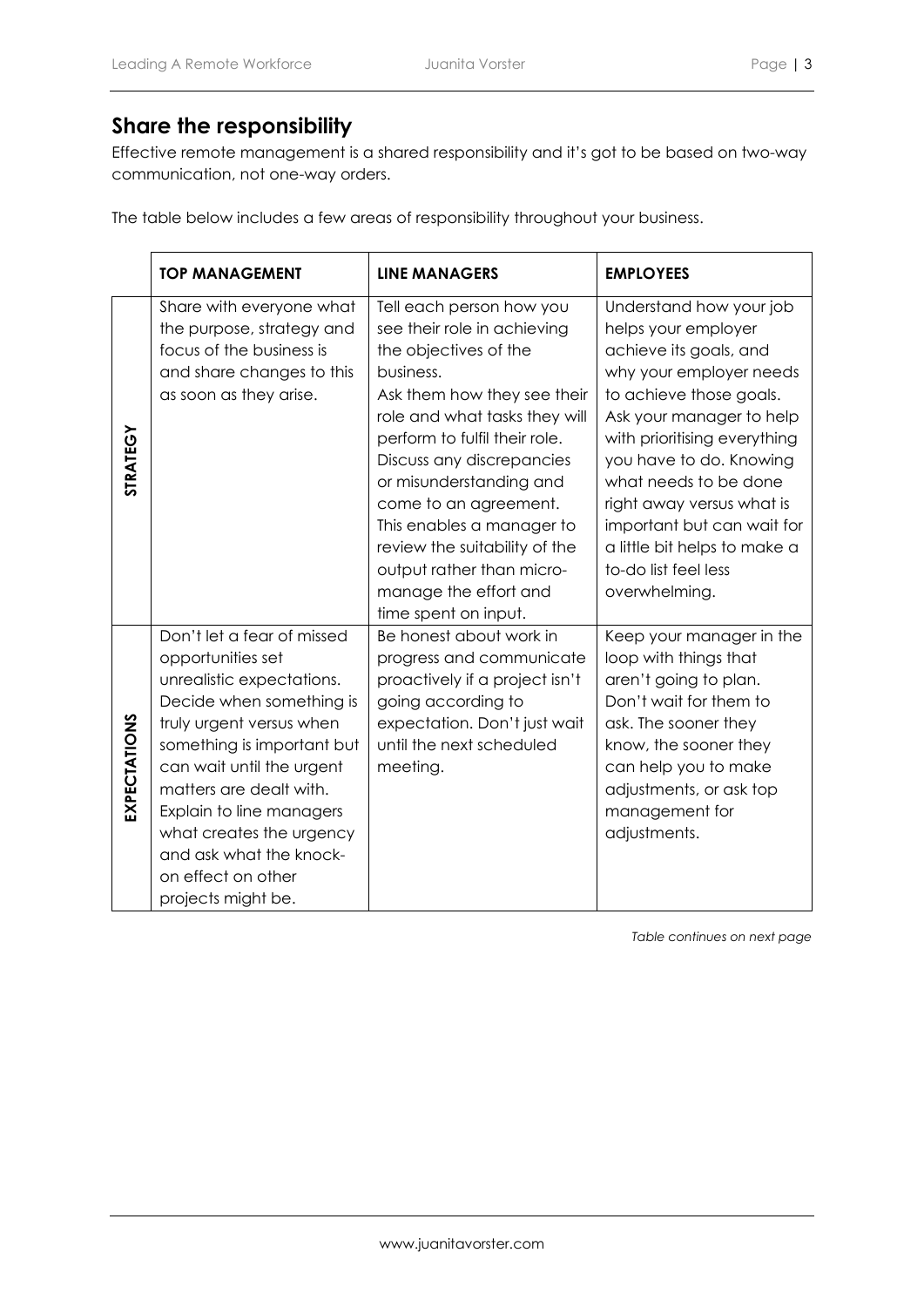## Share the responsibility

Effective remote management is a shared responsibility and it's got to be based on two-way communication, not one-way orders.

The table below includes a few areas of responsibility throughout your business.

| | TOP MANAGEMENT | LINE MANAGERS | EMPLOYEES |
|---|---|---|---|
| **STRATEGY** | Share with everyone what the purpose, strategy and focus of the business is and share changes to this as soon as they arise. | Tell each person how you see their role in achieving the objectives of the business.<br>Ask them how they see their role and what tasks they will perform to fulfil their role.<br>Discuss any discrepancies or misunderstanding and come to an agreement.<br>This enables a manager to review the suitability of the output rather than micro-manage the effort and time spent on input. | Understand how your job helps your employer achieve its goals, and why your employer needs to achieve those goals.<br>Ask your manager to help with prioritising everything you have to do. Knowing what needs to be done right away versus what is important but can wait for a little bit helps to make a to-do list feel less overwhelming. |
| **EXPECTATIONS** | Don't let a fear of missed opportunities set unrealistic expectations.<br>Decide when something is truly urgent versus when something is important but can wait until the urgent matters are dealt with.<br>Explain to line managers what creates the urgency and ask what the knock-on effect on other projects might be. | Be honest about work in progress and communicate proactively if a project isn't going according to expectation. Don't just wait until the next scheduled meeting. | Keep your manager in the loop with things that aren't going to plan.<br>Don't wait for them to ask. The sooner they know, the sooner they can help you to make adjustments, or ask top management for adjustments. |

*Table continues on next page*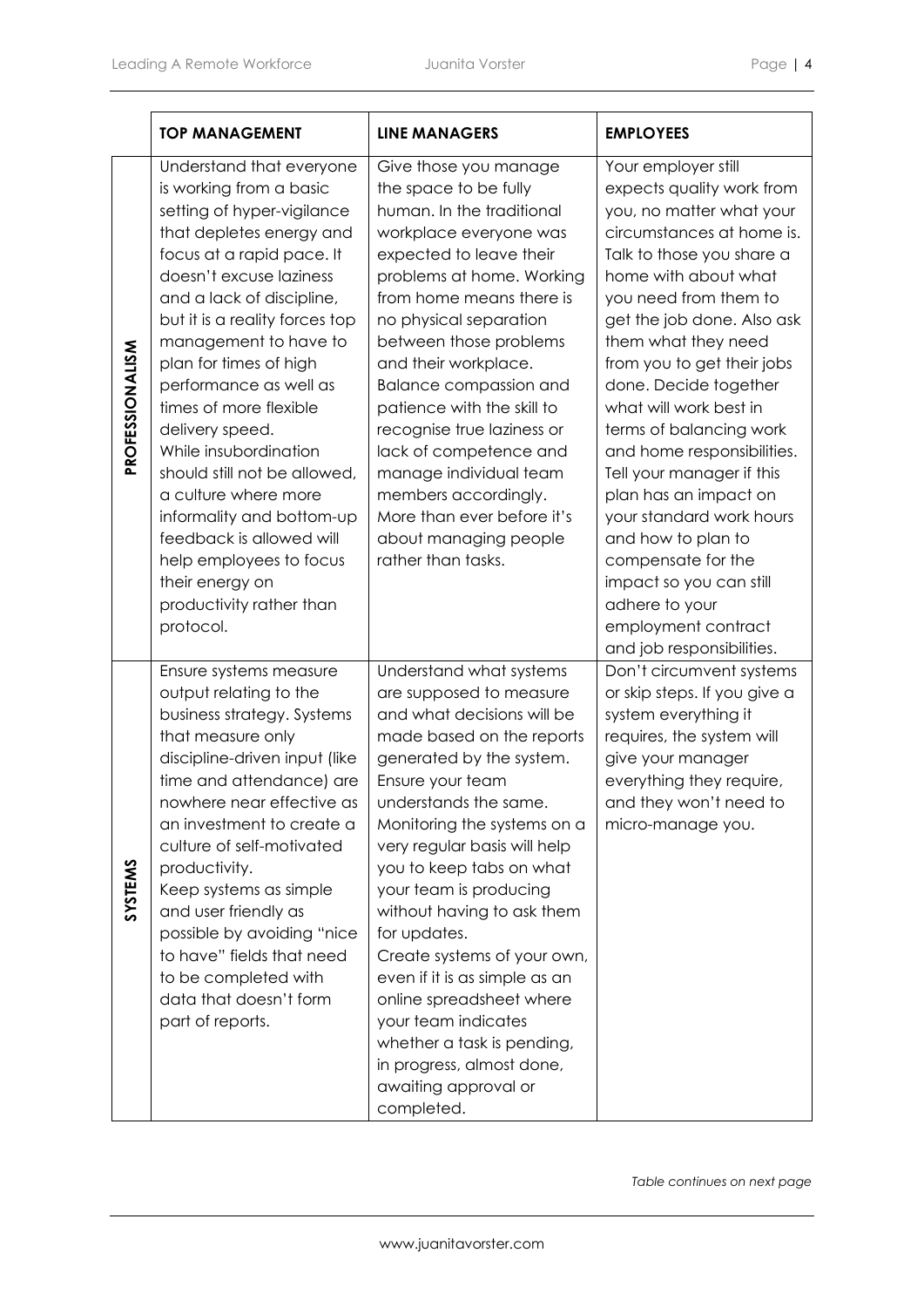| | TOP MANAGEMENT | LINE MANAGERS | EMPLOYEES |
|---|---|---|---|
| **PROFESSIONALISM** | Understand that everyone is working from a basic setting of hyper-vigilance that depletes energy and focus at a rapid pace. It doesn't excuse laziness and a lack of discipline, but it is a reality forces top management to have to plan for times of high performance as well as times of more flexible delivery speed.<br>While insubordination should still not be allowed, a culture where more informality and bottom-up feedback is allowed will help employees to focus their energy on productivity rather than protocol. | Give those you manage the space to be fully human. In the traditional workplace everyone was expected to leave their problems at home. Working from home means there is no physical separation between those problems and their workplace. Balance compassion and patience with the skill to recognise true laziness or lack of competence and manage individual team members accordingly. More than ever before it's about managing people rather than tasks. | Your employer still expects quality work from you, no matter what your circumstances at home is. Talk to those you share a home with about what you need from them to get the job done. Also ask them what they need from you to get their jobs done. Decide together what will work best in terms of balancing work and home responsibilities. Tell your manager if this plan has an impact on your standard work hours and how to plan to compensate for the impact so you can still adhere to your employment contract and job responsibilities. |
| **SYSTEMS** | Ensure systems measure output relating to the business strategy. Systems that measure only discipline-driven input (like time and attendance) are nowhere near effective as an investment to create a culture of self-motivated productivity.<br>Keep systems as simple and user friendly as possible by avoiding "nice to have" fields that need to be completed with data that doesn't form part of reports. | Understand what systems are supposed to measure and what decisions will be made based on the reports generated by the system. Ensure your team understands the same.<br>Monitoring the systems on a very regular basis will help you to keep tabs on what your team is producing without having to ask them for updates.<br>Create systems of your own, even if it is as simple as an online spreadsheet where your team indicates whether a task is pending, in progress, almost done, awaiting approval or completed. | Don't circumvent systems or skip steps. If you give a system everything it requires, the system will give your manager everything they require, and they won't need to micro-manage you. |

*Table continues on next page*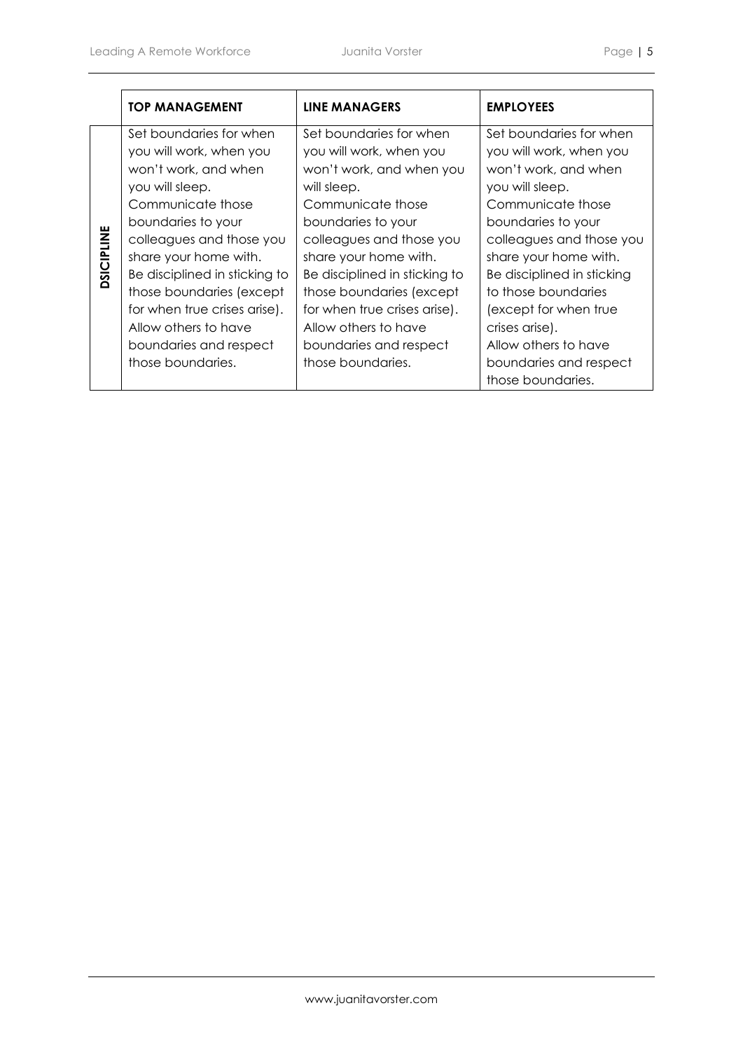| | TOP MANAGEMENT | LINE MANAGERS | EMPLOYEES |
|---|---|---|---|
| **DSICIPLINE** | Set boundaries for when you will work, when you won't work, and when you will sleep. Communicate those boundaries to your colleagues and those you share your home with. Be disciplined in sticking to those boundaries (except for when true crises arise). Allow others to have boundaries and respect those boundaries. | Set boundaries for when you will work, when you won't work, and when you will sleep. Communicate those boundaries to your colleagues and those you share your home with. Be disciplined in sticking to those boundaries (except for when true crises arise). Allow others to have boundaries and respect those boundaries. | Set boundaries for when you will work, when you won't work, and when you will sleep. Communicate those boundaries to your colleagues and those you share your home with. Be disciplined in sticking to those boundaries (except for when true crises arise). Allow others to have boundaries and respect those boundaries. |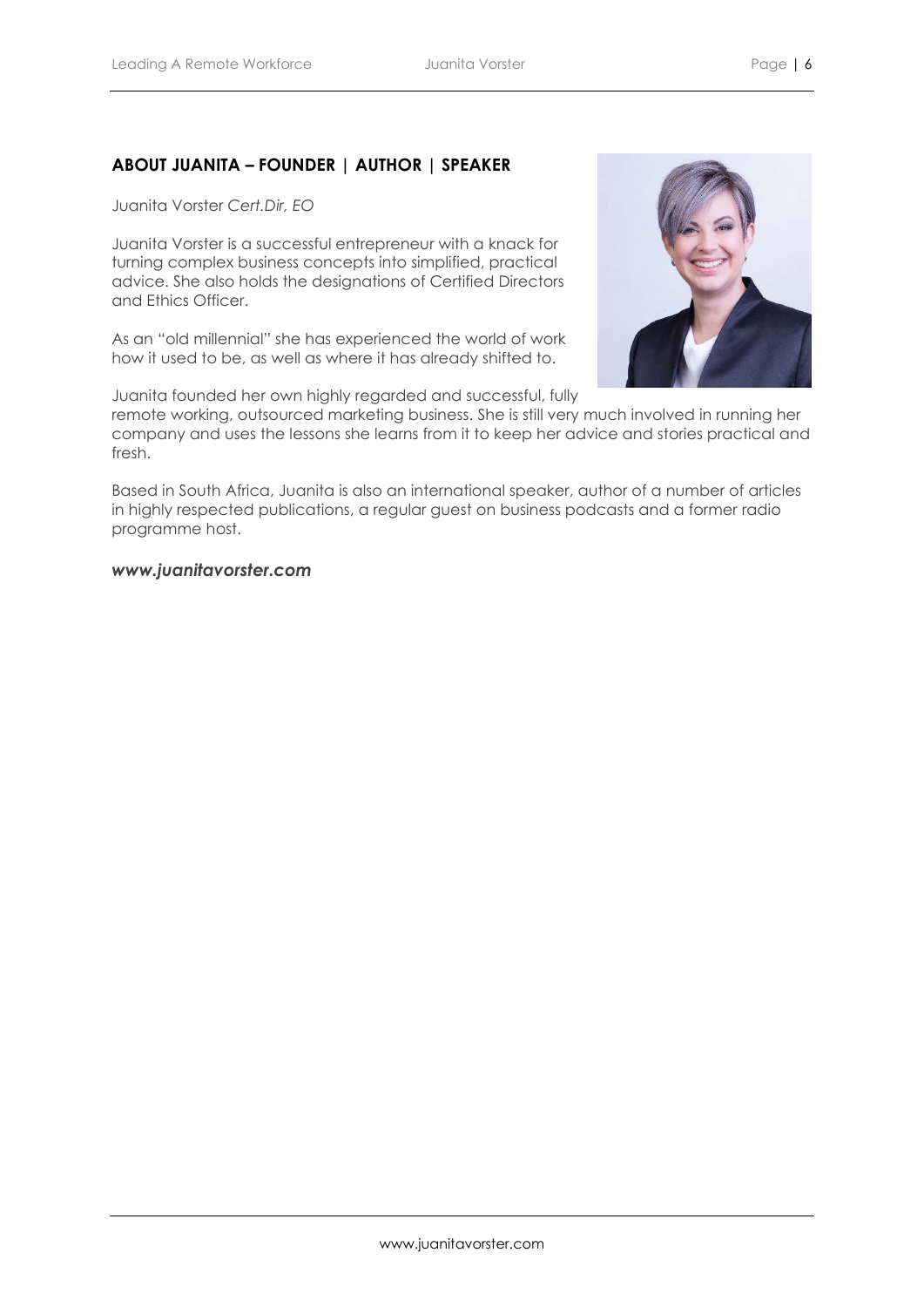## ABOUT JUANITA – FOUNDER | AUTHOR | SPEAKER

Juanita Vorster *Cert.Dir, EO*

Juanita Vorster is a successful entrepreneur with a knack for turning complex business concepts into simplified, practical advice. She also holds the designations of Certified Directors and Ethics Officer.

As an "old millennial" she has experienced the world of work how it used to be, as well as where it has already shifted to.

Juanita founded her own highly regarded and successful, fully remote working, outsourced marketing business. She is still very much involved in running her company and uses the lessons she learns from it to keep her advice and stories practical and fresh.

Based in South Africa, Juanita is also an international speaker, author of a number of articles in highly respected publications, a regular guest on business podcasts and a former radio programme host.

***www.juanitavorster.com***